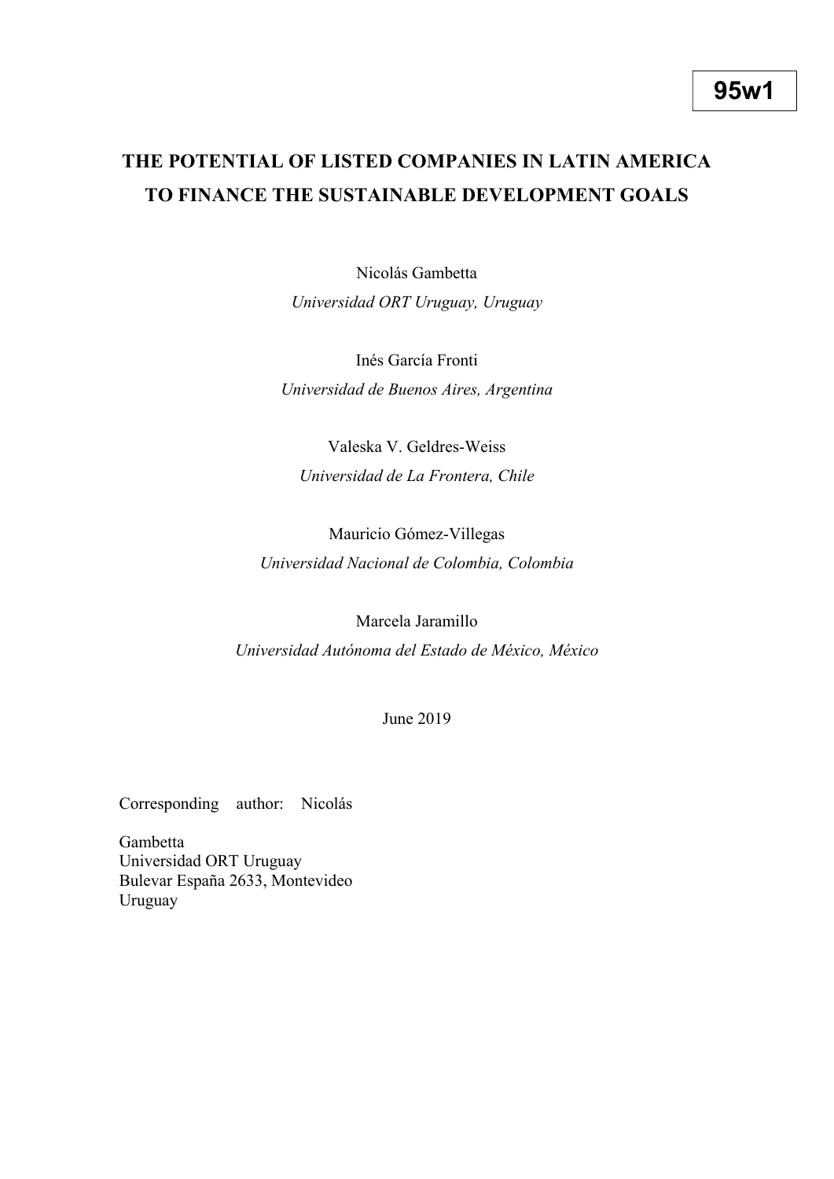95w1

# THE POTENTIAL OF LISTED COMPANIES IN LATIN AMERICA TO FINANCE THE SUSTAINABLE DEVELOPMENT GOALS

Nicolás Gambetta
*Universidad ORT Uruguay, Uruguay*

Inés García Fronti
*Universidad de Buenos Aires, Argentina*

Valeska V. Geldres-Weiss
*Universidad de La Frontera, Chile*

Mauricio Gómez-Villegas
*Universidad Nacional de Colombia, Colombia*

Marcela Jaramillo
*Universidad Autónoma del Estado de México, México*

June 2019

Corresponding author: Nicolás Gambetta
Universidad ORT Uruguay
Bulevar España 2633, Montevideo
Uruguay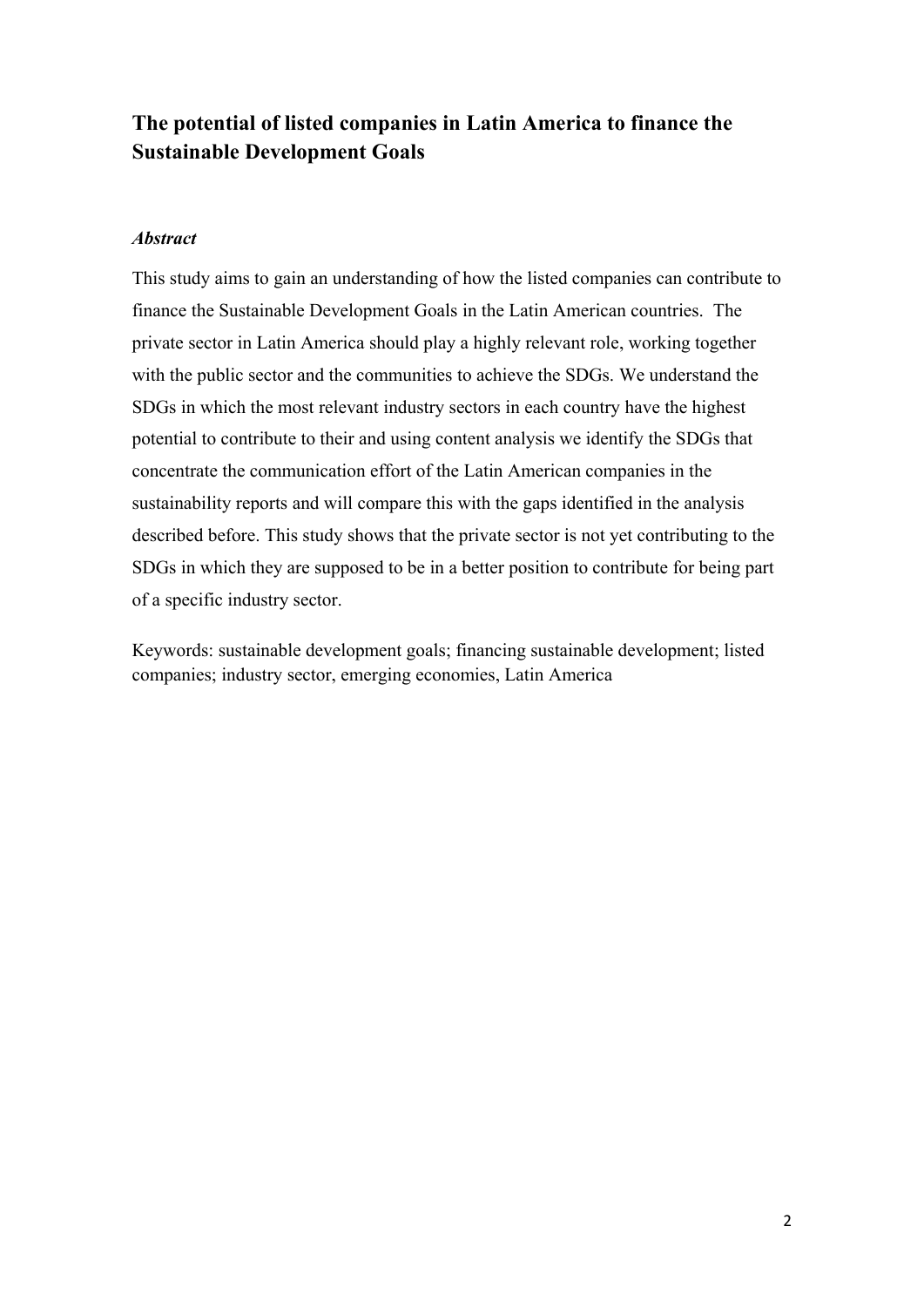# The potential of listed companies in Latin America to finance the Sustainable Development Goals

### *Abstract*

This study aims to gain an understanding of how the listed companies can contribute to finance the Sustainable Development Goals in the Latin American countries. The private sector in Latin America should play a highly relevant role, working together with the public sector and the communities to achieve the SDGs. We understand the SDGs in which the most relevant industry sectors in each country have the highest potential to contribute to their and using content analysis we identify the SDGs that concentrate the communication effort of the Latin American companies in the sustainability reports and will compare this with the gaps identified in the analysis described before. This study shows that the private sector is not yet contributing to the SDGs in which they are supposed to be in a better position to contribute for being part of a specific industry sector.

Keywords: sustainable development goals; financing sustainable development; listed companies; industry sector, emerging economies, Latin America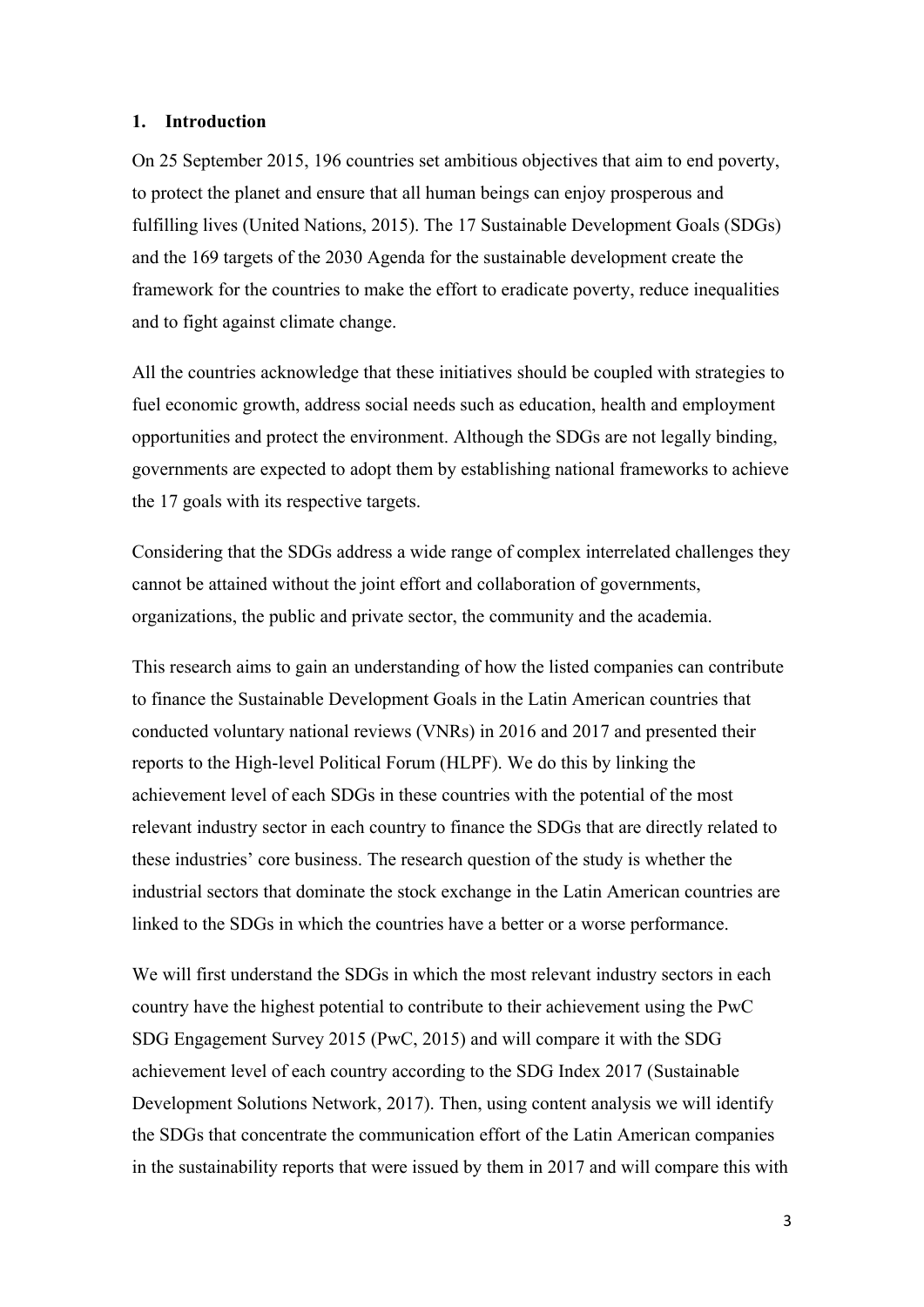## 1. Introduction

On 25 September 2015, 196 countries set ambitious objectives that aim to end poverty, to protect the planet and ensure that all human beings can enjoy prosperous and fulfilling lives (United Nations, 2015). The 17 Sustainable Development Goals (SDGs) and the 169 targets of the 2030 Agenda for the sustainable development create the framework for the countries to make the effort to eradicate poverty, reduce inequalities and to fight against climate change.

All the countries acknowledge that these initiatives should be coupled with strategies to fuel economic growth, address social needs such as education, health and employment opportunities and protect the environment. Although the SDGs are not legally binding, governments are expected to adopt them by establishing national frameworks to achieve the 17 goals with its respective targets.

Considering that the SDGs address a wide range of complex interrelated challenges they cannot be attained without the joint effort and collaboration of governments, organizations, the public and private sector, the community and the academia.

This research aims to gain an understanding of how the listed companies can contribute to finance the Sustainable Development Goals in the Latin American countries that conducted voluntary national reviews (VNRs) in 2016 and 2017 and presented their reports to the High-level Political Forum (HLPF). We do this by linking the achievement level of each SDGs in these countries with the potential of the most relevant industry sector in each country to finance the SDGs that are directly related to these industries' core business. The research question of the study is whether the industrial sectors that dominate the stock exchange in the Latin American countries are linked to the SDGs in which the countries have a better or a worse performance.

We will first understand the SDGs in which the most relevant industry sectors in each country have the highest potential to contribute to their achievement using the PwC SDG Engagement Survey 2015 (PwC, 2015) and will compare it with the SDG achievement level of each country according to the SDG Index 2017 (Sustainable Development Solutions Network, 2017). Then, using content analysis we will identify the SDGs that concentrate the communication effort of the Latin American companies in the sustainability reports that were issued by them in 2017 and will compare this with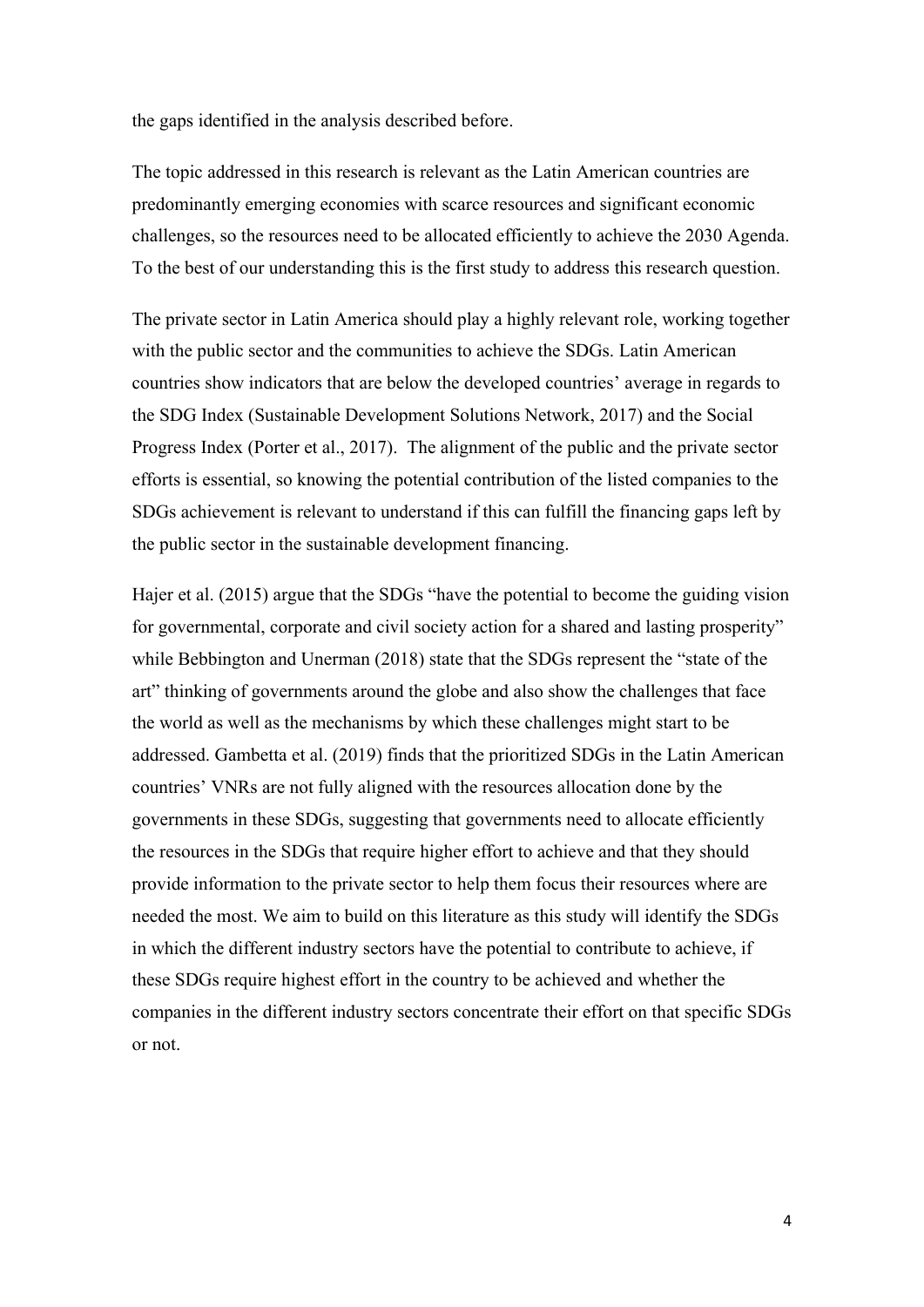the gaps identified in the analysis described before.

The topic addressed in this research is relevant as the Latin American countries are predominantly emerging economies with scarce resources and significant economic challenges, so the resources need to be allocated efficiently to achieve the 2030 Agenda. To the best of our understanding this is the first study to address this research question.

The private sector in Latin America should play a highly relevant role, working together with the public sector and the communities to achieve the SDGs. Latin American countries show indicators that are below the developed countries' average in regards to the SDG Index (Sustainable Development Solutions Network, 2017) and the Social Progress Index (Porter et al., 2017). The alignment of the public and the private sector efforts is essential, so knowing the potential contribution of the listed companies to the SDGs achievement is relevant to understand if this can fulfill the financing gaps left by the public sector in the sustainable development financing.

Hajer et al. (2015) argue that the SDGs "have the potential to become the guiding vision for governmental, corporate and civil society action for a shared and lasting prosperity" while Bebbington and Unerman (2018) state that the SDGs represent the "state of the art" thinking of governments around the globe and also show the challenges that face the world as well as the mechanisms by which these challenges might start to be addressed. Gambetta et al. (2019) finds that the prioritized SDGs in the Latin American countries' VNRs are not fully aligned with the resources allocation done by the governments in these SDGs, suggesting that governments need to allocate efficiently the resources in the SDGs that require higher effort to achieve and that they should provide information to the private sector to help them focus their resources where are needed the most. We aim to build on this literature as this study will identify the SDGs in which the different industry sectors have the potential to contribute to achieve, if these SDGs require highest effort in the country to be achieved and whether the companies in the different industry sectors concentrate their effort on that specific SDGs or not.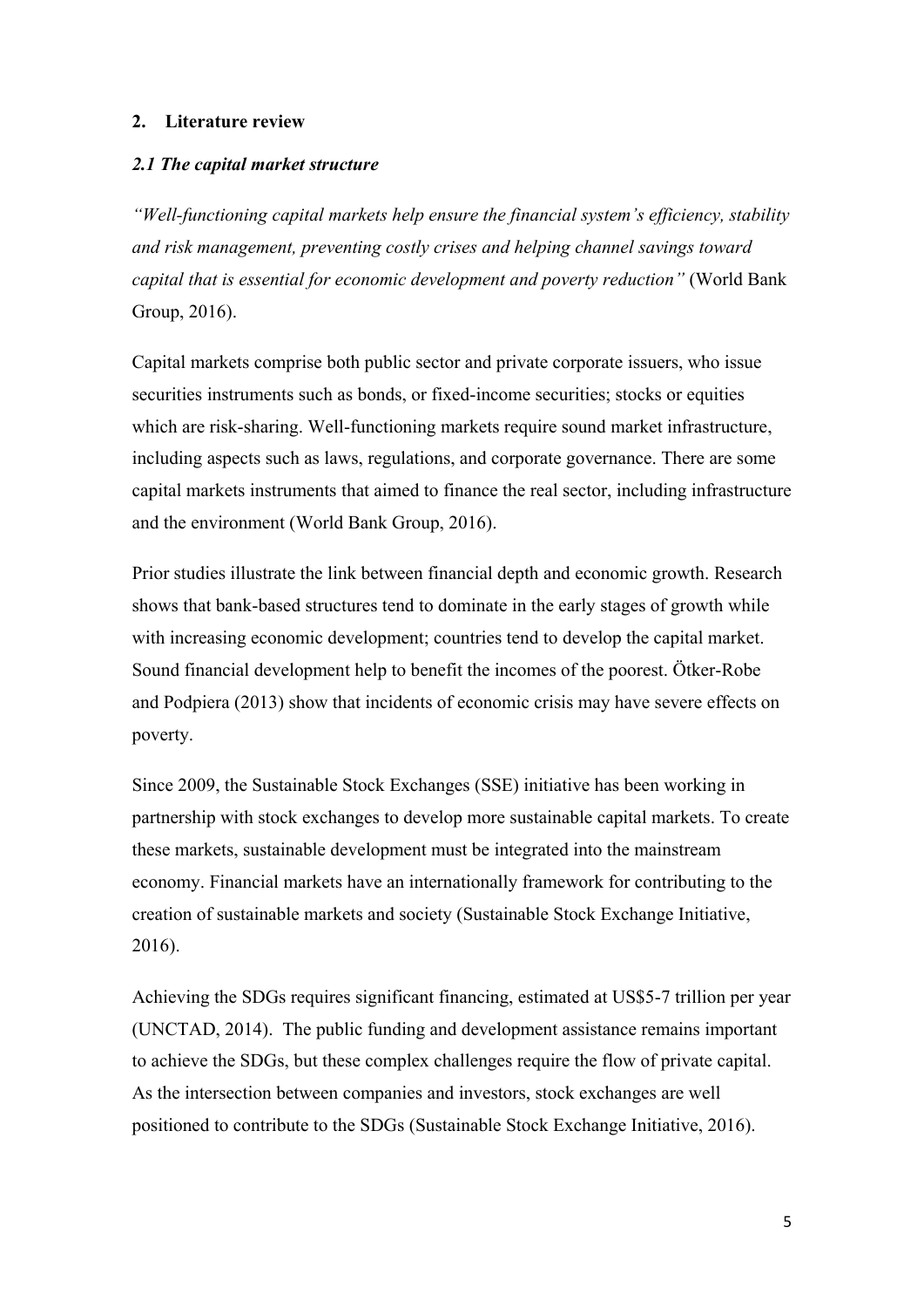## 2. Literature review

### *2.1 The capital market structure*

*"Well-functioning capital markets help ensure the financial system's efficiency, stability and risk management, preventing costly crises and helping channel savings toward capital that is essential for economic development and poverty reduction"* (World Bank Group, 2016).

Capital markets comprise both public sector and private corporate issuers, who issue securities instruments such as bonds, or fixed-income securities; stocks or equities which are risk-sharing. Well-functioning markets require sound market infrastructure, including aspects such as laws, regulations, and corporate governance. There are some capital markets instruments that aimed to finance the real sector, including infrastructure and the environment (World Bank Group, 2016).

Prior studies illustrate the link between financial depth and economic growth. Research shows that bank-based structures tend to dominate in the early stages of growth while with increasing economic development; countries tend to develop the capital market. Sound financial development help to benefit the incomes of the poorest. Ötker-Robe and Podpiera (2013) show that incidents of economic crisis may have severe effects on poverty.

Since 2009, the Sustainable Stock Exchanges (SSE) initiative has been working in partnership with stock exchanges to develop more sustainable capital markets. To create these markets, sustainable development must be integrated into the mainstream economy. Financial markets have an internationally framework for contributing to the creation of sustainable markets and society (Sustainable Stock Exchange Initiative, 2016).

Achieving the SDGs requires significant financing, estimated at US$5-7 trillion per year (UNCTAD, 2014). The public funding and development assistance remains important to achieve the SDGs, but these complex challenges require the flow of private capital. As the intersection between companies and investors, stock exchanges are well positioned to contribute to the SDGs (Sustainable Stock Exchange Initiative, 2016).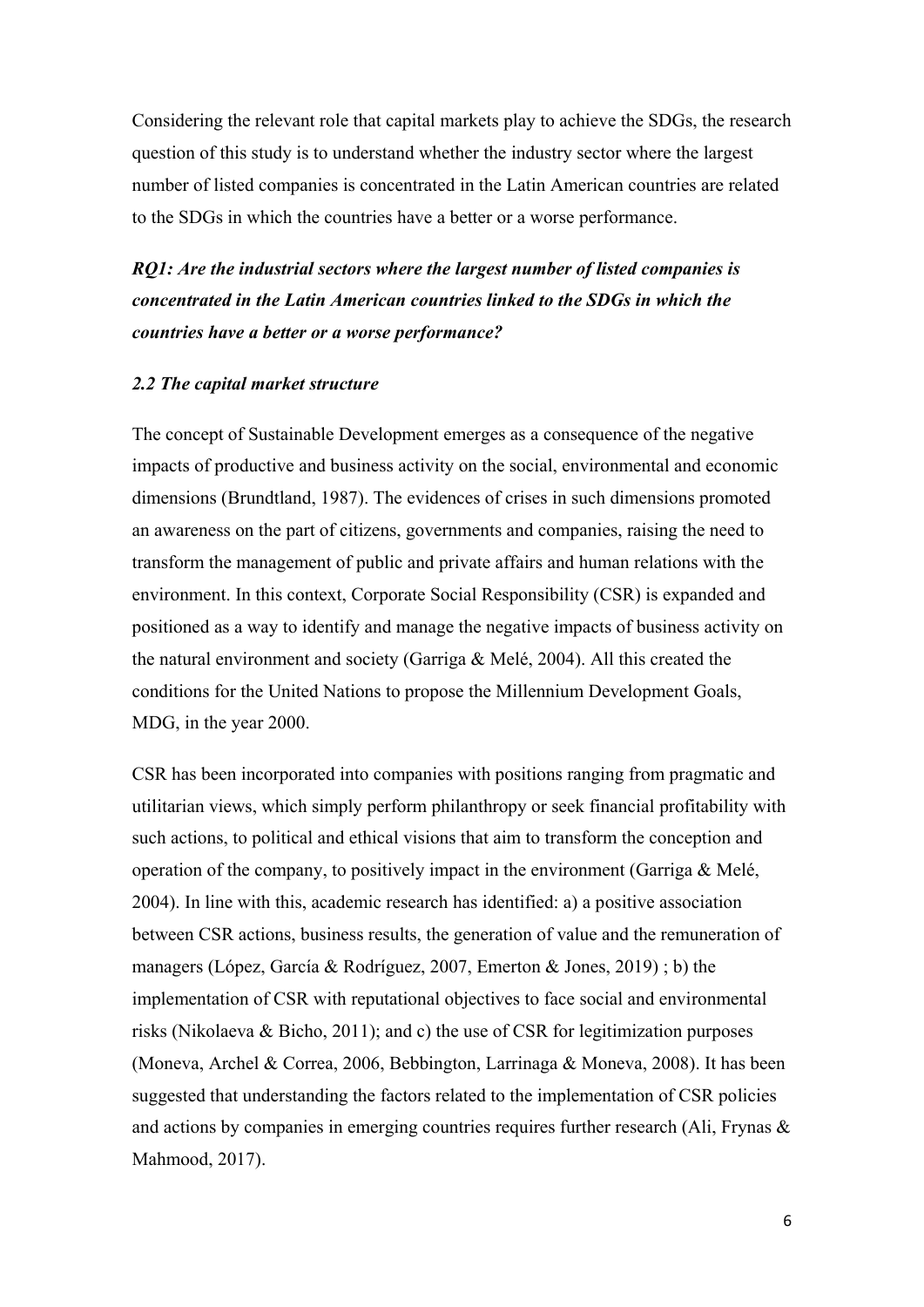Considering the relevant role that capital markets play to achieve the SDGs, the research question of this study is to understand whether the industry sector where the largest number of listed companies is concentrated in the Latin American countries are related to the SDGs in which the countries have a better or a worse performance.

***RQ1: Are the industrial sectors where the largest number of listed companies is concentrated in the Latin American countries linked to the SDGs in which the countries have a better or a worse performance?***

### *2.2 The capital market structure*

The concept of Sustainable Development emerges as a consequence of the negative impacts of productive and business activity on the social, environmental and economic dimensions (Brundtland, 1987). The evidences of crises in such dimensions promoted an awareness on the part of citizens, governments and companies, raising the need to transform the management of public and private affairs and human relations with the environment. In this context, Corporate Social Responsibility (CSR) is expanded and positioned as a way to identify and manage the negative impacts of business activity on the natural environment and society (Garriga & Melé, 2004). All this created the conditions for the United Nations to propose the Millennium Development Goals, MDG, in the year 2000.

CSR has been incorporated into companies with positions ranging from pragmatic and utilitarian views, which simply perform philanthropy or seek financial profitability with such actions, to political and ethical visions that aim to transform the conception and operation of the company, to positively impact in the environment (Garriga & Melé, 2004). In line with this, academic research has identified: a) a positive association between CSR actions, business results, the generation of value and the remuneration of managers (López, García & Rodríguez, 2007, Emerton & Jones, 2019) ; b) the implementation of CSR with reputational objectives to face social and environmental risks (Nikolaeva & Bicho, 2011); and c) the use of CSR for legitimization purposes (Moneva, Archel & Correa, 2006, Bebbington, Larrinaga & Moneva, 2008). It has been suggested that understanding the factors related to the implementation of CSR policies and actions by companies in emerging countries requires further research (Ali, Frynas & Mahmood, 2017).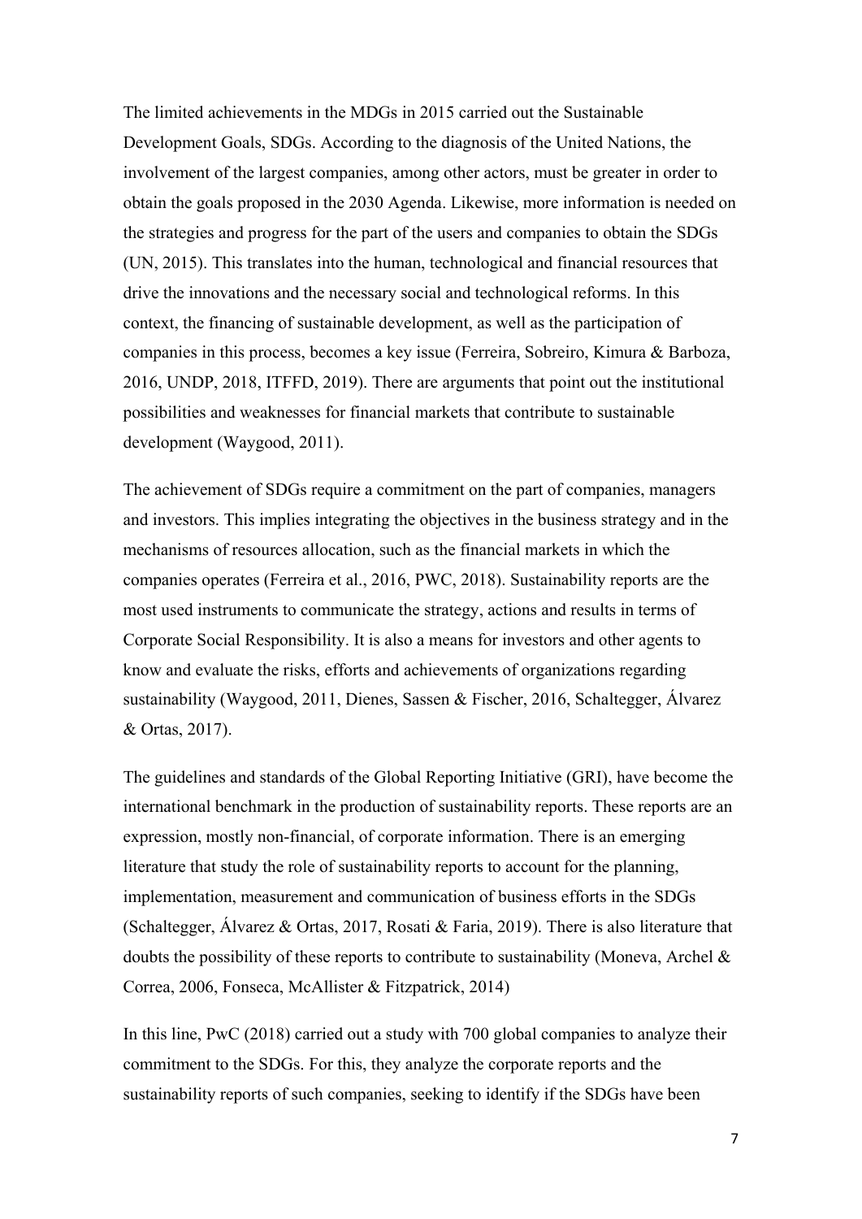The limited achievements in the MDGs in 2015 carried out the Sustainable Development Goals, SDGs. According to the diagnosis of the United Nations, the involvement of the largest companies, among other actors, must be greater in order to obtain the goals proposed in the 2030 Agenda. Likewise, more information is needed on the strategies and progress for the part of the users and companies to obtain the SDGs (UN, 2015). This translates into the human, technological and financial resources that drive the innovations and the necessary social and technological reforms. In this context, the financing of sustainable development, as well as the participation of companies in this process, becomes a key issue (Ferreira, Sobreiro, Kimura & Barboza, 2016, UNDP, 2018, ITFFD, 2019). There are arguments that point out the institutional possibilities and weaknesses for financial markets that contribute to sustainable development (Waygood, 2011).

The achievement of SDGs require a commitment on the part of companies, managers and investors. This implies integrating the objectives in the business strategy and in the mechanisms of resources allocation, such as the financial markets in which the companies operates (Ferreira et al., 2016, PWC, 2018). Sustainability reports are the most used instruments to communicate the strategy, actions and results in terms of Corporate Social Responsibility. It is also a means for investors and other agents to know and evaluate the risks, efforts and achievements of organizations regarding sustainability (Waygood, 2011, Dienes, Sassen & Fischer, 2016, Schaltegger, Álvarez & Ortas, 2017).

The guidelines and standards of the Global Reporting Initiative (GRI), have become the international benchmark in the production of sustainability reports. These reports are an expression, mostly non-financial, of corporate information. There is an emerging literature that study the role of sustainability reports to account for the planning, implementation, measurement and communication of business efforts in the SDGs (Schaltegger, Álvarez & Ortas, 2017, Rosati & Faria, 2019). There is also literature that doubts the possibility of these reports to contribute to sustainability (Moneva, Archel & Correa, 2006, Fonseca, McAllister & Fitzpatrick, 2014)

In this line, PwC (2018) carried out a study with 700 global companies to analyze their commitment to the SDGs. For this, they analyze the corporate reports and the sustainability reports of such companies, seeking to identify if the SDGs have been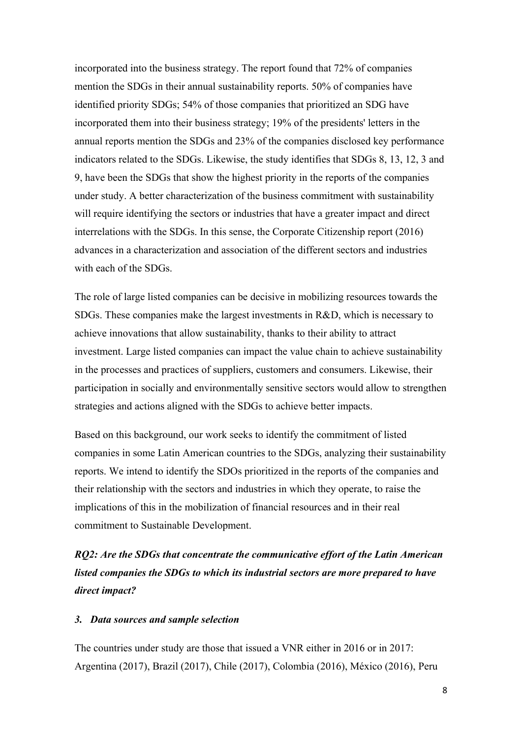incorporated into the business strategy. The report found that 72% of companies mention the SDGs in their annual sustainability reports. 50% of companies have identified priority SDGs; 54% of those companies that prioritized an SDG have incorporated them into their business strategy; 19% of the presidents' letters in the annual reports mention the SDGs and 23% of the companies disclosed key performance indicators related to the SDGs. Likewise, the study identifies that SDGs 8, 13, 12, 3 and 9, have been the SDGs that show the highest priority in the reports of the companies under study. A better characterization of the business commitment with sustainability will require identifying the sectors or industries that have a greater impact and direct interrelations with the SDGs. In this sense, the Corporate Citizenship report (2016) advances in a characterization and association of the different sectors and industries with each of the SDGs.

The role of large listed companies can be decisive in mobilizing resources towards the SDGs. These companies make the largest investments in R&D, which is necessary to achieve innovations that allow sustainability, thanks to their ability to attract investment. Large listed companies can impact the value chain to achieve sustainability in the processes and practices of suppliers, customers and consumers. Likewise, their participation in socially and environmentally sensitive sectors would allow to strengthen strategies and actions aligned with the SDGs to achieve better impacts.

Based on this background, our work seeks to identify the commitment of listed companies in some Latin American countries to the SDGs, analyzing their sustainability reports. We intend to identify the SDOs prioritized in the reports of the companies and their relationship with the sectors and industries in which they operate, to raise the implications of this in the mobilization of financial resources and in their real commitment to Sustainable Development.

***RQ2: Are the SDGs that concentrate the communicative effort of the Latin American listed companies the SDGs to which its industrial sectors are more prepared to have direct impact?***

### *3. Data sources and sample selection*

The countries under study are those that issued a VNR either in 2016 or in 2017: Argentina (2017), Brazil (2017), Chile (2017), Colombia (2016), México (2016), Peru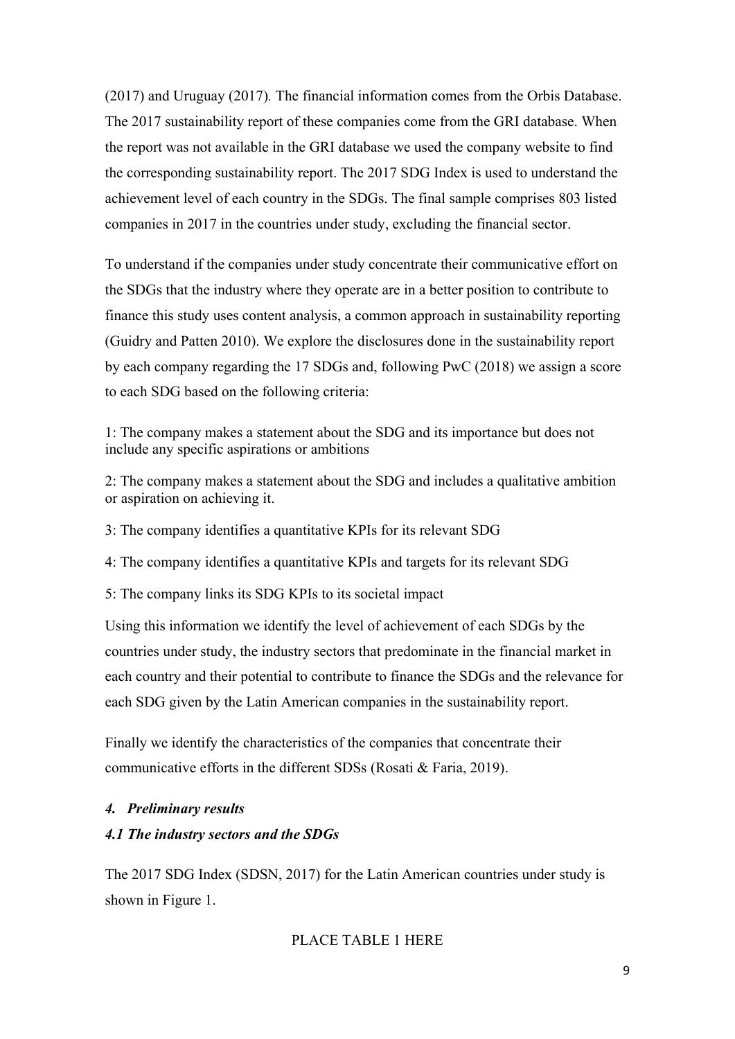(2017) and Uruguay (2017). The financial information comes from the Orbis Database. The 2017 sustainability report of these companies come from the GRI database. When the report was not available in the GRI database we used the company website to find the corresponding sustainability report. The 2017 SDG Index is used to understand the achievement level of each country in the SDGs. The final sample comprises 803 listed companies in 2017 in the countries under study, excluding the financial sector.

To understand if the companies under study concentrate their communicative effort on the SDGs that the industry where they operate are in a better position to contribute to finance this study uses content analysis, a common approach in sustainability reporting (Guidry and Patten 2010). We explore the disclosures done in the sustainability report by each company regarding the 17 SDGs and, following PwC (2018) we assign a score to each SDG based on the following criteria:

1: The company makes a statement about the SDG and its importance but does not include any specific aspirations or ambitions

2: The company makes a statement about the SDG and includes a qualitative ambition or aspiration on achieving it.

3: The company identifies a quantitative KPIs for its relevant SDG

4: The company identifies a quantitative KPIs and targets for its relevant SDG

5: The company links its SDG KPIs to its societal impact

Using this information we identify the level of achievement of each SDGs by the countries under study, the industry sectors that predominate in the financial market in each country and their potential to contribute to finance the SDGs and the relevance for each SDG given by the Latin American companies in the sustainability report.

Finally we identify the characteristics of the companies that concentrate their communicative efforts in the different SDSs (Rosati & Faria, 2019).

### *4. Preliminary results*

### *4.1 The industry sectors and the SDGs*

The 2017 SDG Index (SDSN, 2017) for the Latin American countries under study is shown in Figure 1.

PLACE TABLE 1 HERE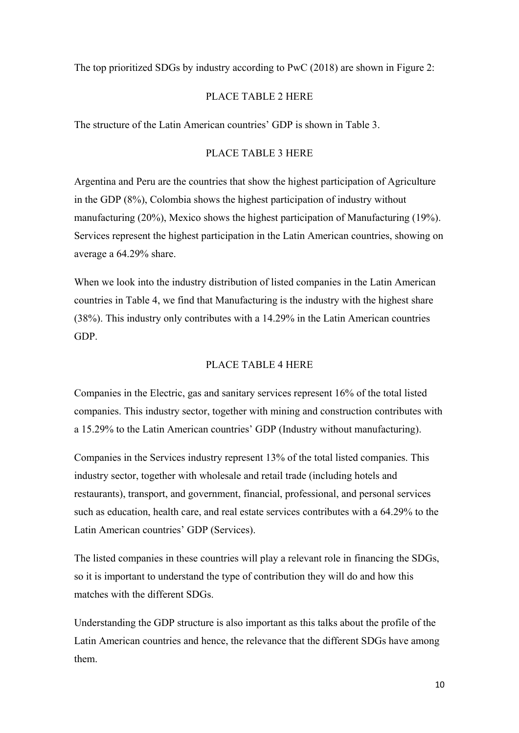The top prioritized SDGs by industry according to PwC (2018) are shown in Figure 2:

PLACE TABLE 2 HERE

The structure of the Latin American countries' GDP is shown in Table 3.

PLACE TABLE 3 HERE

Argentina and Peru are the countries that show the highest participation of Agriculture in the GDP (8%), Colombia shows the highest participation of industry without manufacturing (20%), Mexico shows the highest participation of Manufacturing (19%). Services represent the highest participation in the Latin American countries, showing on average a 64.29% share.

When we look into the industry distribution of listed companies in the Latin American countries in Table 4, we find that Manufacturing is the industry with the highest share (38%). This industry only contributes with a 14.29% in the Latin American countries GDP.

PLACE TABLE 4 HERE

Companies in the Electric, gas and sanitary services represent 16% of the total listed companies. This industry sector, together with mining and construction contributes with a 15.29% to the Latin American countries' GDP (Industry without manufacturing).

Companies in the Services industry represent 13% of the total listed companies. This industry sector, together with wholesale and retail trade (including hotels and restaurants), transport, and government, financial, professional, and personal services such as education, health care, and real estate services contributes with a 64.29% to the Latin American countries' GDP (Services).

The listed companies in these countries will play a relevant role in financing the SDGs, so it is important to understand the type of contribution they will do and how this matches with the different SDGs.

Understanding the GDP structure is also important as this talks about the profile of the Latin American countries and hence, the relevance that the different SDGs have among them.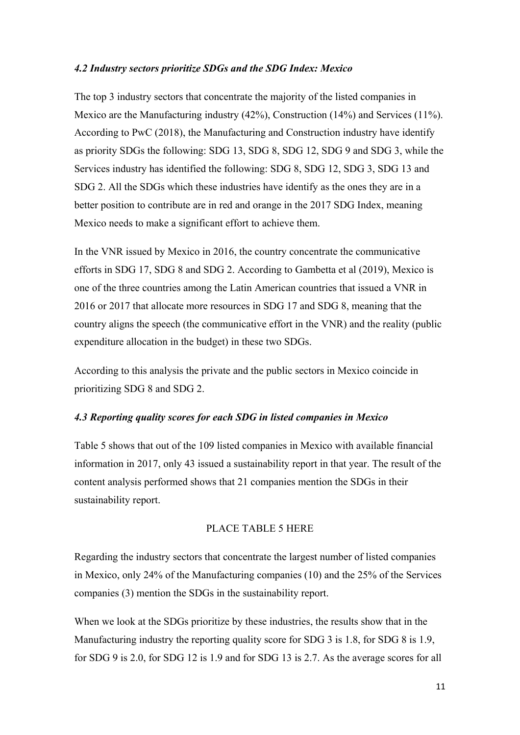### *4.2 Industry sectors prioritize SDGs and the SDG Index: Mexico*

The top 3 industry sectors that concentrate the majority of the listed companies in Mexico are the Manufacturing industry (42%), Construction (14%) and Services (11%). According to PwC (2018), the Manufacturing and Construction industry have identify as priority SDGs the following: SDG 13, SDG 8, SDG 12, SDG 9 and SDG 3, while the Services industry has identified the following: SDG 8, SDG 12, SDG 3, SDG 13 and SDG 2. All the SDGs which these industries have identify as the ones they are in a better position to contribute are in red and orange in the 2017 SDG Index, meaning Mexico needs to make a significant effort to achieve them.

In the VNR issued by Mexico in 2016, the country concentrate the communicative efforts in SDG 17, SDG 8 and SDG 2. According to Gambetta et al (2019), Mexico is one of the three countries among the Latin American countries that issued a VNR in 2016 or 2017 that allocate more resources in SDG 17 and SDG 8, meaning that the country aligns the speech (the communicative effort in the VNR) and the reality (public expenditure allocation in the budget) in these two SDGs.

According to this analysis the private and the public sectors in Mexico coincide in prioritizing SDG 8 and SDG 2.

### *4.3 Reporting quality scores for each SDG in listed companies in Mexico*

Table 5 shows that out of the 109 listed companies in Mexico with available financial information in 2017, only 43 issued a sustainability report in that year. The result of the content analysis performed shows that 21 companies mention the SDGs in their sustainability report.

PLACE TABLE 5 HERE

Regarding the industry sectors that concentrate the largest number of listed companies in Mexico, only 24% of the Manufacturing companies (10) and the 25% of the Services companies (3) mention the SDGs in the sustainability report.

When we look at the SDGs prioritize by these industries, the results show that in the Manufacturing industry the reporting quality score for SDG 3 is 1.8, for SDG 8 is 1.9, for SDG 9 is 2.0, for SDG 12 is 1.9 and for SDG 13 is 2.7. As the average scores for all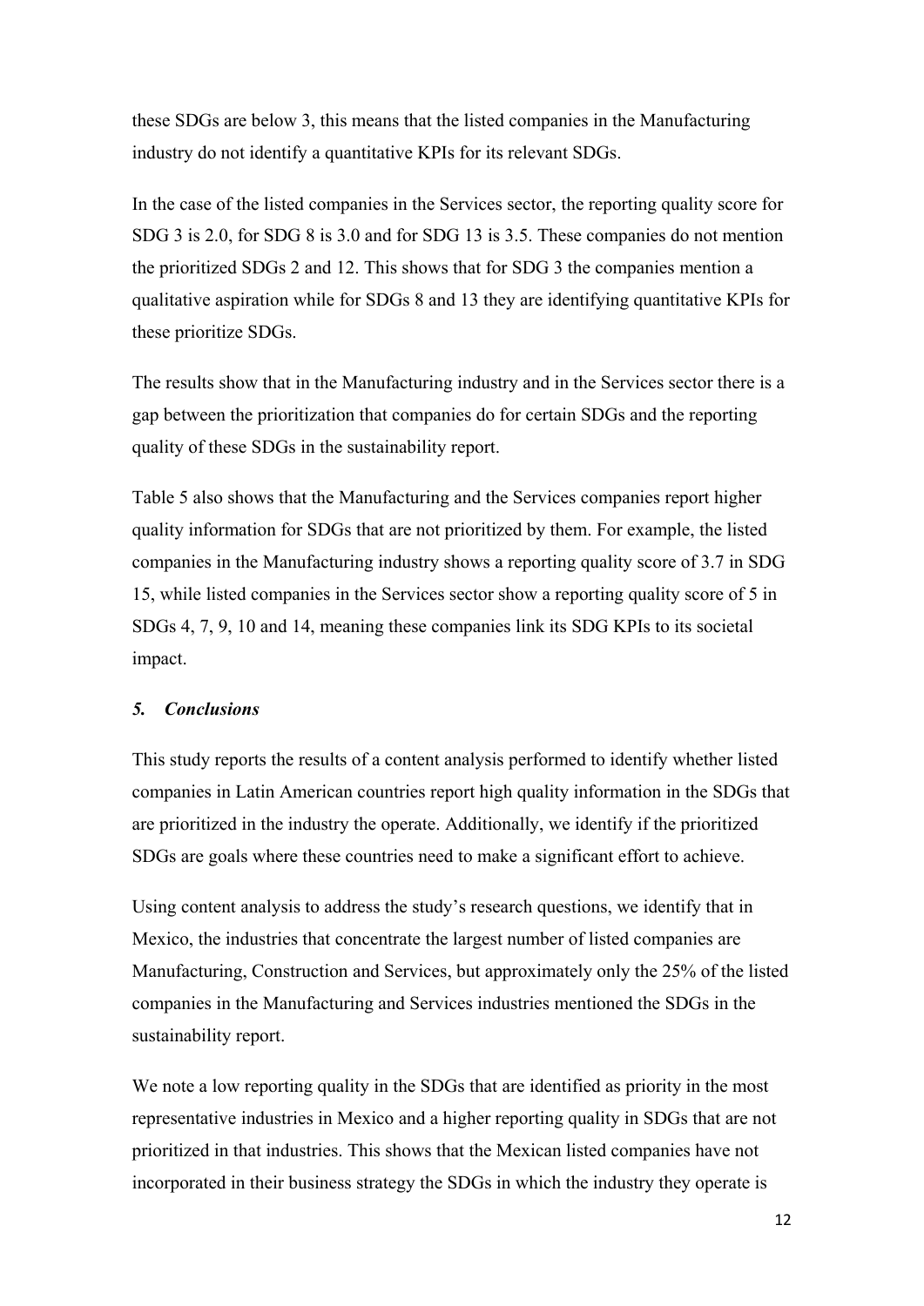these SDGs are below 3, this means that the listed companies in the Manufacturing industry do not identify a quantitative KPIs for its relevant SDGs.

In the case of the listed companies in the Services sector, the reporting quality score for SDG 3 is 2.0, for SDG 8 is 3.0 and for SDG 13 is 3.5. These companies do not mention the prioritized SDGs 2 and 12. This shows that for SDG 3 the companies mention a qualitative aspiration while for SDGs 8 and 13 they are identifying quantitative KPIs for these prioritize SDGs.

The results show that in the Manufacturing industry and in the Services sector there is a gap between the prioritization that companies do for certain SDGs and the reporting quality of these SDGs in the sustainability report.

Table 5 also shows that the Manufacturing and the Services companies report higher quality information for SDGs that are not prioritized by them. For example, the listed companies in the Manufacturing industry shows a reporting quality score of 3.7 in SDG 15, while listed companies in the Services sector show a reporting quality score of 5 in SDGs 4, 7, 9, 10 and 14, meaning these companies link its SDG KPIs to its societal impact.

## *5. Conclusions*

This study reports the results of a content analysis performed to identify whether listed companies in Latin American countries report high quality information in the SDGs that are prioritized in the industry the operate. Additionally, we identify if the prioritized SDGs are goals where these countries need to make a significant effort to achieve.

Using content analysis to address the study's research questions, we identify that in Mexico, the industries that concentrate the largest number of listed companies are Manufacturing, Construction and Services, but approximately only the 25% of the listed companies in the Manufacturing and Services industries mentioned the SDGs in the sustainability report.

We note a low reporting quality in the SDGs that are identified as priority in the most representative industries in Mexico and a higher reporting quality in SDGs that are not prioritized in that industries. This shows that the Mexican listed companies have not incorporated in their business strategy the SDGs in which the industry they operate is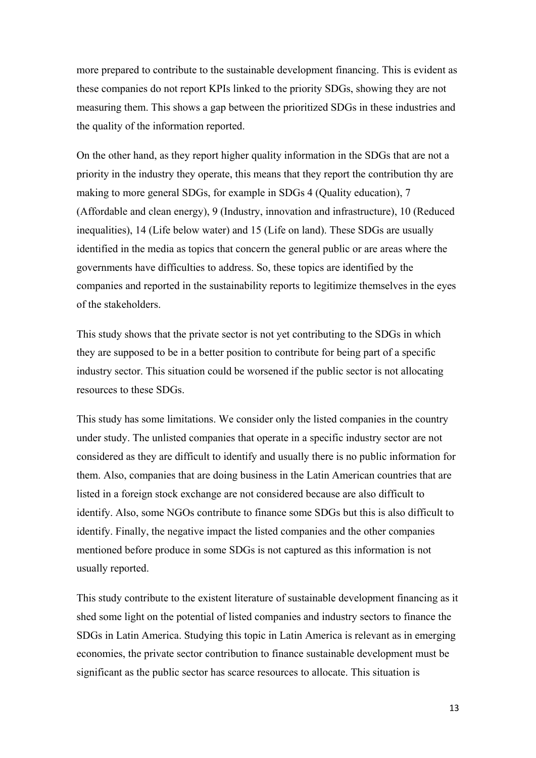more prepared to contribute to the sustainable development financing. This is evident as these companies do not report KPIs linked to the priority SDGs, showing they are not measuring them. This shows a gap between the prioritized SDGs in these industries and the quality of the information reported.

On the other hand, as they report higher quality information in the SDGs that are not a priority in the industry they operate, this means that they report the contribution thy are making to more general SDGs, for example in SDGs 4 (Quality education), 7 (Affordable and clean energy), 9 (Industry, innovation and infrastructure), 10 (Reduced inequalities), 14 (Life below water) and 15 (Life on land). These SDGs are usually identified in the media as topics that concern the general public or are areas where the governments have difficulties to address. So, these topics are identified by the companies and reported in the sustainability reports to legitimize themselves in the eyes of the stakeholders.

This study shows that the private sector is not yet contributing to the SDGs in which they are supposed to be in a better position to contribute for being part of a specific industry sector. This situation could be worsened if the public sector is not allocating resources to these SDGs.

This study has some limitations. We consider only the listed companies in the country under study. The unlisted companies that operate in a specific industry sector are not considered as they are difficult to identify and usually there is no public information for them. Also, companies that are doing business in the Latin American countries that are listed in a foreign stock exchange are not considered because are also difficult to identify. Also, some NGOs contribute to finance some SDGs but this is also difficult to identify. Finally, the negative impact the listed companies and the other companies mentioned before produce in some SDGs is not captured as this information is not usually reported.

This study contribute to the existent literature of sustainable development financing as it shed some light on the potential of listed companies and industry sectors to finance the SDGs in Latin America. Studying this topic in Latin America is relevant as in emerging economies, the private sector contribution to finance sustainable development must be significant as the public sector has scarce resources to allocate. This situation is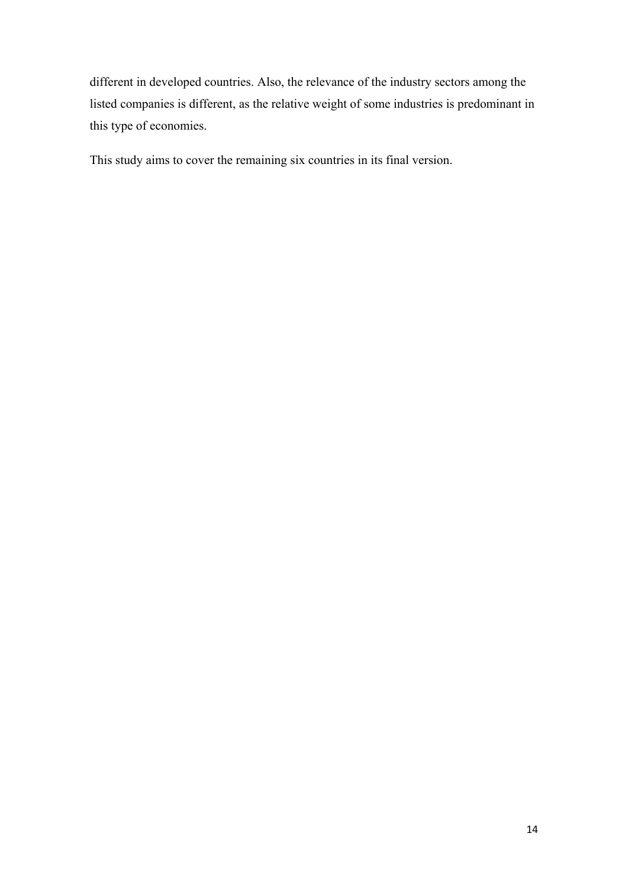different in developed countries. Also, the relevance of the industry sectors among the listed companies is different, as the relative weight of some industries is predominant in this type of economies.

This study aims to cover the remaining six countries in its final version.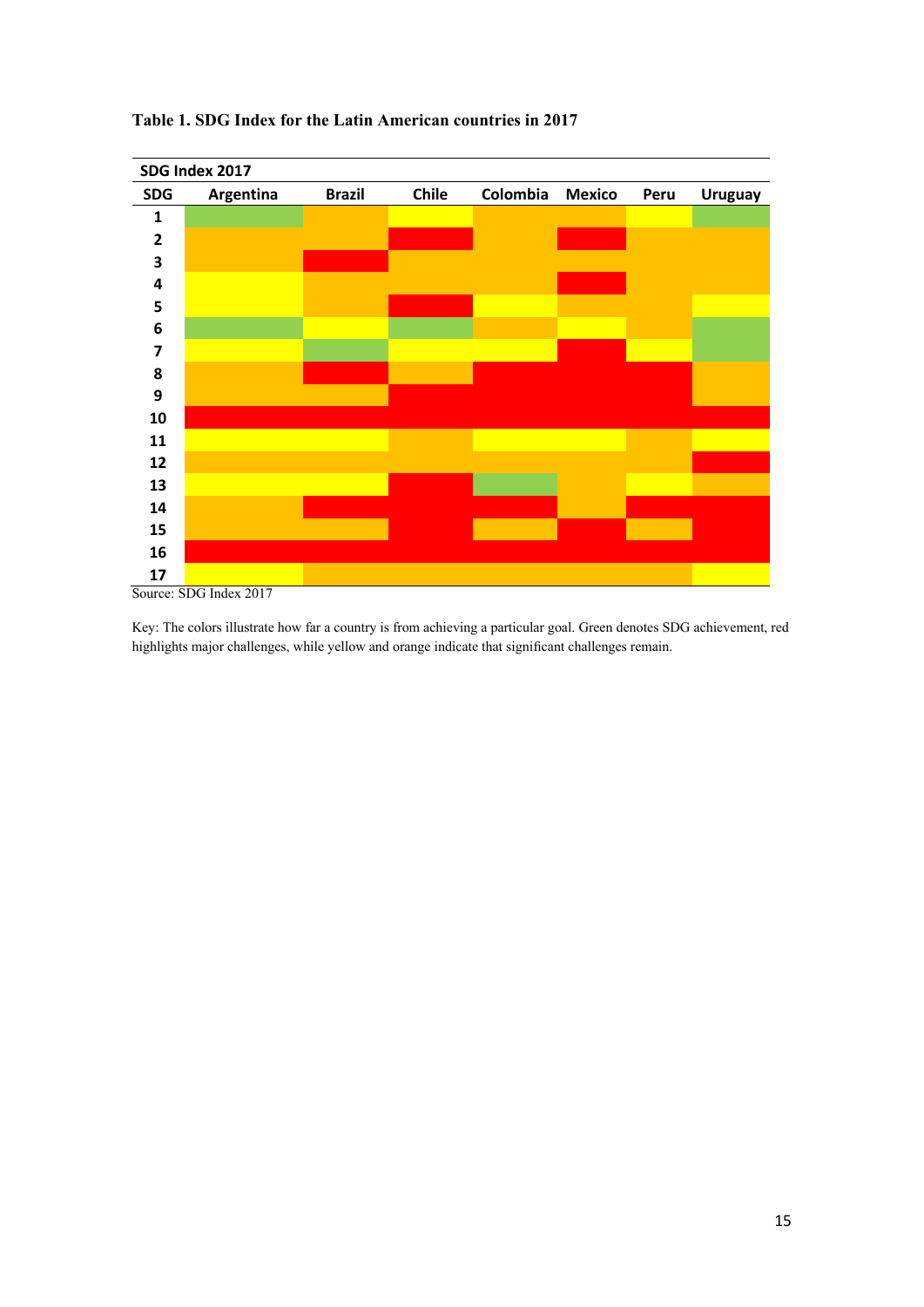**Table 1. SDG Index for the Latin American countries in 2017**

| SDG Index 2017 | | | | | | | |
|---|---|---|---|---|---|---|---|
| **SDG** | **Argentina** | **Brazil** | **Chile** | **Colombia** | **Mexico** | **Peru** | **Uruguay** |
| **1** | Green | Orange | Yellow | Orange | Orange | Yellow | Green |
| **2** | Orange | Orange | Red | Orange | Red | Orange | Orange |
| **3** | Orange | Red | Orange | Orange | Orange | Orange | Orange |
| **4** | Yellow | Orange | Orange | Orange | Red | Orange | Orange |
| **5** | Yellow | Orange | Red | Yellow | Orange | Orange | Yellow |
| **6** | Green | Yellow | Green | Orange | Yellow | Orange | Green |
| **7** | Yellow | Green | Yellow | Yellow | Red | Yellow | Green |
| **8** | Orange | Red | Orange | Red | Red | Red | Orange |
| **9** | Orange | Orange | Red | Red | Red | Red | Orange |
| **10** | Red | Red | Red | Red | Red | Red | Red |
| **11** | Yellow | Yellow | Orange | Yellow | Yellow | Orange | Yellow |
| **12** | Orange | Orange | Orange | Orange | Orange | Orange | Red |
| **13** | Yellow | Yellow | Red | Green | Orange | Yellow | Orange |
| **14** | Orange | Red | Red | Red | Orange | Red | Red |
| **15** | Orange | Orange | Red | Orange | Red | Orange | Red |
| **16** | Red | Red | Red | Red | Red | Red | Red |
| **17** | Yellow | Orange | Orange | Orange | Orange | Orange | Yellow |

Source: SDG Index 2017

Key: The colors illustrate how far a country is from achieving a particular goal. Green denotes SDG achievement, red highlights major challenges, while yellow and orange indicate that significant challenges remain.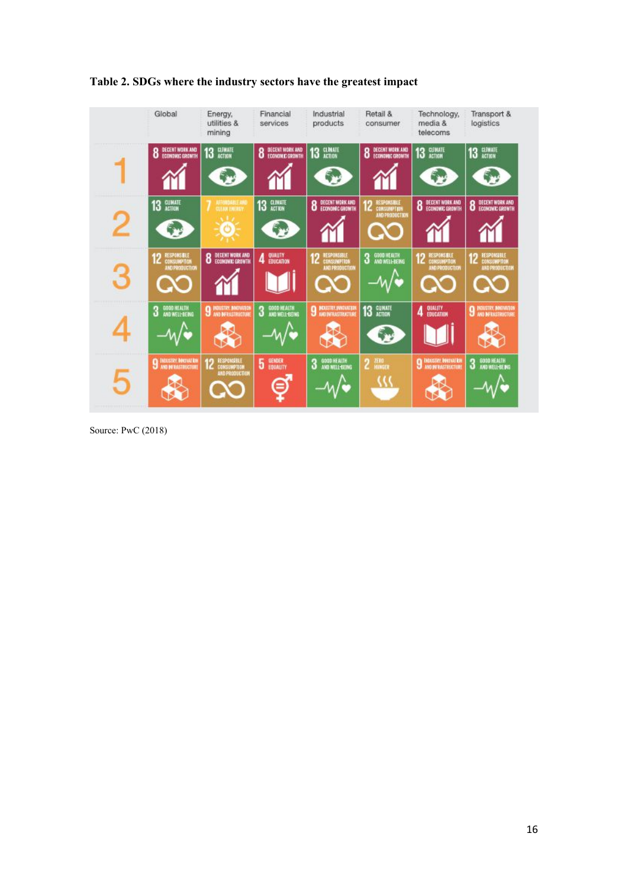**Table 2. SDGs where the industry sectors have the greatest impact**

| | Global | Energy, utilities & mining | Financial services | Industrial products | Retail & consumer | Technology, media & telecoms | Transport & logistics |
|---|---|---|---|---|---|---|---|
| 1 | 8 DECENT WORK AND ECONOMIC GROWTH | 13 CLIMATE ACTION | 8 DECENT WORK AND ECONOMIC GROWTH | 13 CLIMATE ACTION | 8 DECENT WORK AND ECONOMIC GROWTH | 13 CLIMATE ACTION | 13 CLIMATE ACTION |
| 2 | 13 CLIMATE ACTION | 7 AFFORDABLE AND CLEAN ENERGY | 13 CLIMATE ACTION | 8 DECENT WORK AND ECONOMIC GROWTH | 12 RESPONSIBLE CONSUMPTION AND PRODUCTION | 8 DECENT WORK AND ECONOMIC GROWTH | 8 DECENT WORK AND ECONOMIC GROWTH |
| 3 | 12 RESPONSIBLE CONSUMPTION AND PRODUCTION | 8 DECENT WORK AND ECONOMIC GROWTH | 4 QUALITY EDUCATION | 12 RESPONSIBLE CONSUMPTION AND PRODUCTION | 3 GOOD HEALTH AND WELL-BEING | 12 RESPONSIBLE CONSUMPTION AND PRODUCTION | 12 RESPONSIBLE CONSUMPTION AND PRODUCTION |
| 4 | 3 GOOD HEALTH AND WELL-BEING | 9 INDUSTRY, INNOVATION AND INFRASTRUCTURE | 3 GOOD HEALTH AND WELL-BEING | 9 INDUSTRY, INNOVATION AND INFRASTRUCTURE | 13 CLIMATE ACTION | 4 QUALITY EDUCATION | 9 INDUSTRY, INNOVATION AND INFRASTRUCTURE |
| 5 | 9 INDUSTRY, INNOVATION AND INFRASTRUCTURE | 12 RESPONSIBLE CONSUMPTION AND PRODUCTION | 5 GENDER EQUALITY | 3 GOOD HEALTH AND WELL-BEING | 2 ZERO HUNGER | 9 INDUSTRY, INNOVATION AND INFRASTRUCTURE | 3 GOOD HEALTH AND WELL-BEING |

Source: PwC (2018)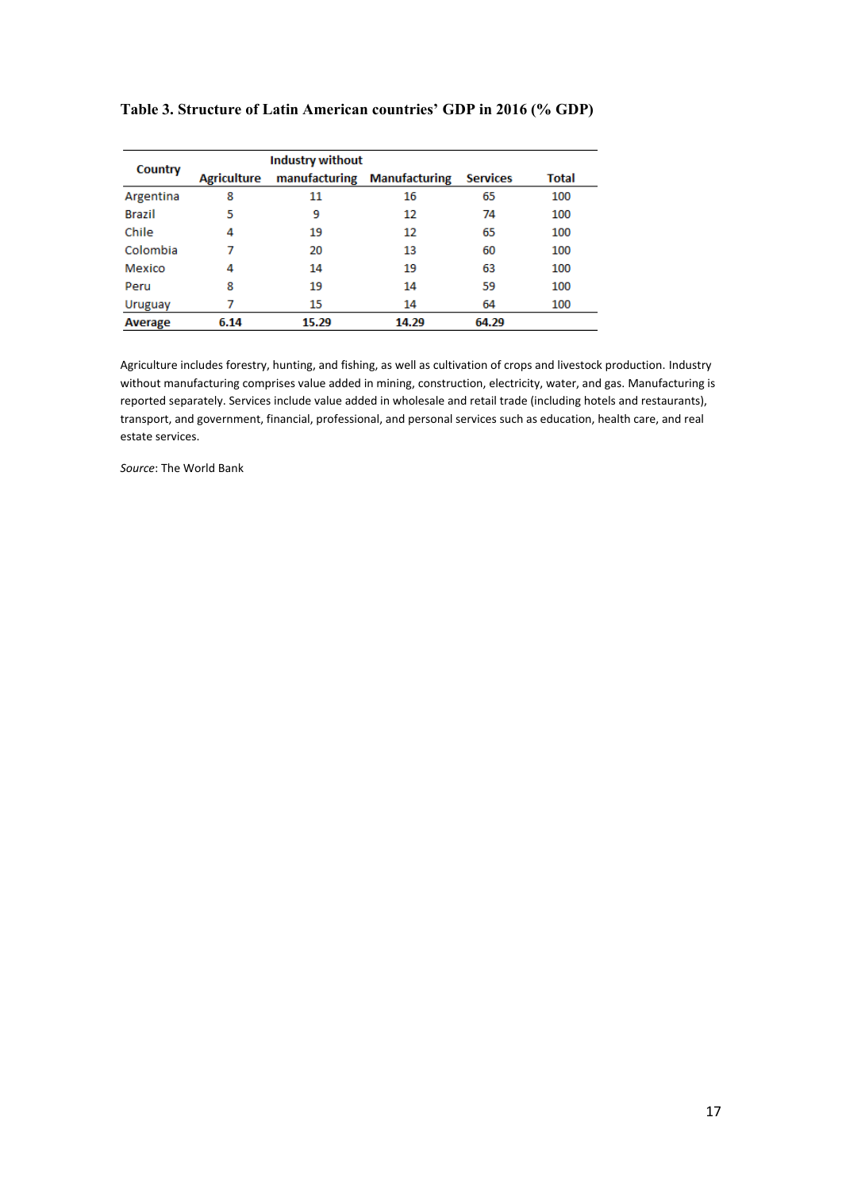**Table 3. Structure of Latin American countries' GDP in 2016 (% GDP)**

| Country | Agriculture | Industry without manufacturing | Manufacturing | Services | Total |
|---|---|---|---|---|---|
| Argentina | 8 | 11 | 16 | 65 | 100 |
| Brazil | 5 | 9 | 12 | 74 | 100 |
| Chile | 4 | 19 | 12 | 65 | 100 |
| Colombia | 7 | 20 | 13 | 60 | 100 |
| Mexico | 4 | 14 | 19 | 63 | 100 |
| Peru | 8 | 19 | 14 | 59 | 100 |
| Uruguay | 7 | 15 | 14 | 64 | 100 |
| **Average** | **6.14** | **15.29** | **14.29** | **64.29** | |

Agriculture includes forestry, hunting, and fishing, as well as cultivation of crops and livestock production. Industry without manufacturing comprises value added in mining, construction, electricity, water, and gas. Manufacturing is reported separately. Services include value added in wholesale and retail trade (including hotels and restaurants), transport, and government, financial, professional, and personal services such as education, health care, and real estate services.

*Source*: The World Bank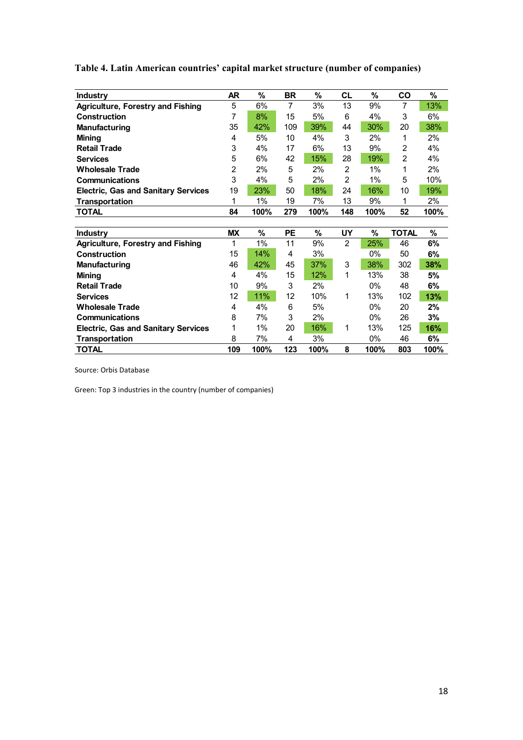**Table 4. Latin American countries' capital market structure (number of companies)**

| Industry | AR | % | BR | % | CL | % | CO | % |
|---|---|---|---|---|---|---|---|---|
| Agriculture, Forestry and Fishing | 5 | 6% | 7 | 3% | 13 | 9% | 7 | 13% |
| Construction | 7 | 8% | 15 | 5% | 6 | 4% | 3 | 6% |
| Manufacturing | 35 | 42% | 109 | 39% | 44 | 30% | 20 | 38% |
| Mining | 4 | 5% | 10 | 4% | 3 | 2% | 1 | 2% |
| Retail Trade | 3 | 4% | 17 | 6% | 13 | 9% | 2 | 4% |
| Services | 5 | 6% | 42 | 15% | 28 | 19% | 2 | 4% |
| Wholesale Trade | 2 | 2% | 5 | 2% | 2 | 1% | 1 | 2% |
| Communications | 3 | 4% | 5 | 2% | 2 | 1% | 5 | 10% |
| Electric, Gas and Sanitary Services | 19 | 23% | 50 | 18% | 24 | 16% | 10 | 19% |
| Transportation | 1 | 1% | 19 | 7% | 13 | 9% | 1 | 2% |
| **TOTAL** | **84** | **100%** | **279** | **100%** | **148** | **100%** | **52** | **100%** |

| Industry | MX | % | PE | % | UY | % | TOTAL | % |
|---|---|---|---|---|---|---|---|---|
| Agriculture, Forestry and Fishing | 1 | 1% | 11 | 9% | 2 | 25% | 46 | **6%** |
| Construction | 15 | 14% | 4 | 3% | | 0% | 50 | **6%** |
| Manufacturing | 46 | 42% | 45 | 37% | 3 | 38% | 302 | **38%** |
| Mining | 4 | 4% | 15 | 12% | 1 | 13% | 38 | **5%** |
| Retail Trade | 10 | 9% | 3 | 2% | | 0% | 48 | **6%** |
| Services | 12 | 11% | 12 | 10% | 1 | 13% | 102 | **13%** |
| Wholesale Trade | 4 | 4% | 6 | 5% | | 0% | 20 | **2%** |
| Communications | 8 | 7% | 3 | 2% | | 0% | 26 | **3%** |
| Electric, Gas and Sanitary Services | 1 | 1% | 20 | 16% | 1 | 13% | 125 | **16%** |
| Transportation | 8 | 7% | 4 | 3% | | 0% | 46 | **6%** |
| **TOTAL** | **109** | **100%** | **123** | **100%** | **8** | **100%** | **803** | **100%** |

Source: Orbis Database

Green: Top 3 industries in the country (number of companies)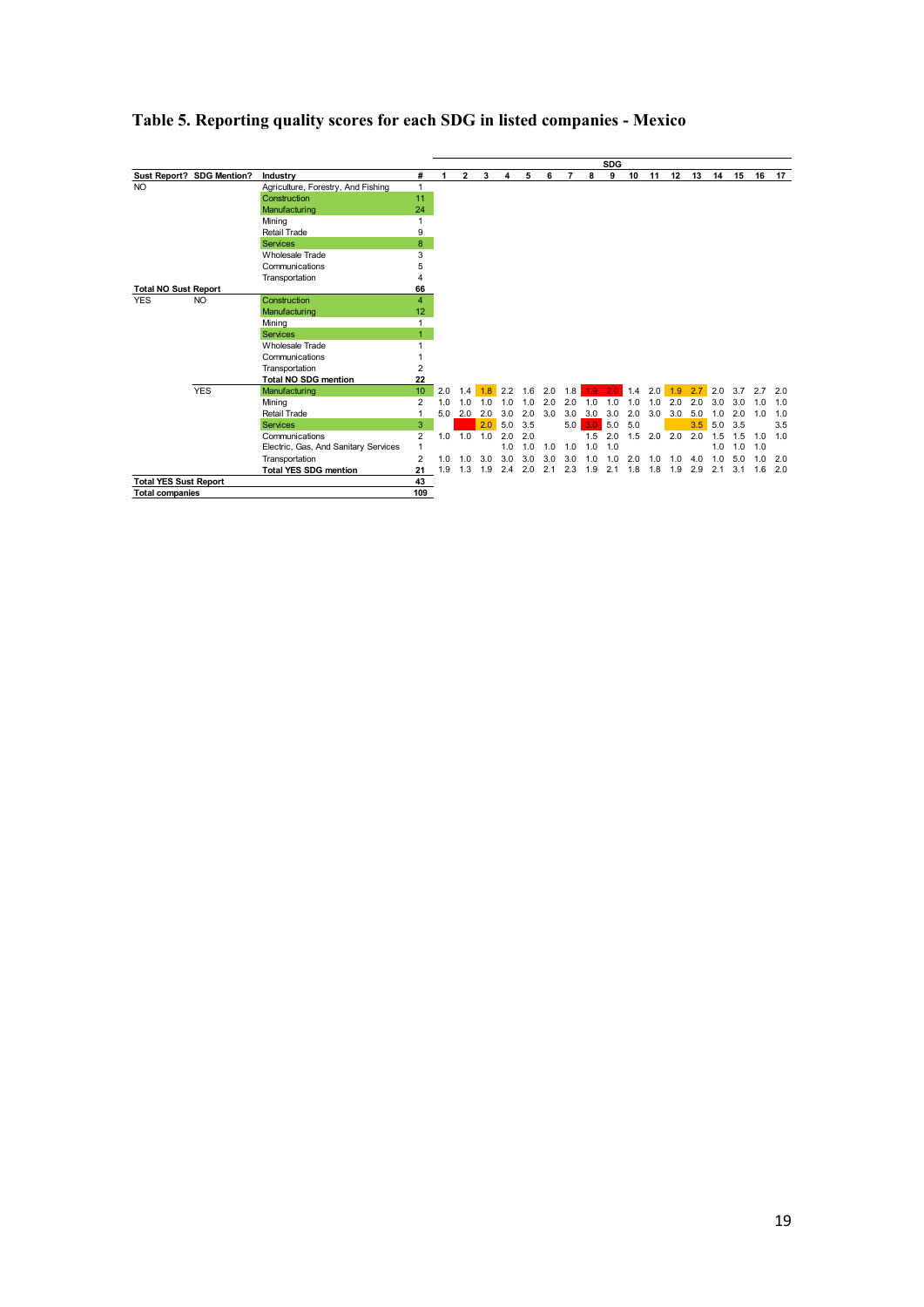# Table 5. Reporting quality scores for each SDG in listed companies - Mexico

| Sust Report? | SDG Mention? | Industry | # | SDG 1 | 2 | 3 | 4 | 5 | 6 | 7 | 8 | 9 | 10 | 11 | 12 | 13 | 14 | 15 | 16 | 17 |
|---|---|---|---|---|---|---|---|---|---|---|---|---|---|---|---|---|---|---|---|---|
| NO | | Agriculture, Forestry, And Fishing | 1 | | | | | | | | | | | | | | | | | |
| | | Construction | 11 | | | | | | | | | | | | | | | | | |
| | | Manufacturing | 24 | | | | | | | | | | | | | | | | | |
| | | Mining | 1 | | | | | | | | | | | | | | | | | |
| | | Retail Trade | 9 | | | | | | | | | | | | | | | | | |
| | | Services | 8 | | | | | | | | | | | | | | | | | |
| | | Wholesale Trade | 3 | | | | | | | | | | | | | | | | | |
| | | Communications | 5 | | | | | | | | | | | | | | | | | |
| | | Transportation | 4 | | | | | | | | | | | | | | | | | |
| **Total NO Sust Report** | | | **66** | | | | | | | | | | | | | | | | | |
| YES | NO | Construction | 4 | | | | | | | | | | | | | | | | | |
| | | Manufacturing | 12 | | | | | | | | | | | | | | | | | |
| | | Mining | 1 | | | | | | | | | | | | | | | | | |
| | | Services | 1 | | | | | | | | | | | | | | | | | |
| | | Wholesale Trade | 1 | | | | | | | | | | | | | | | | | |
| | | Communications | 1 | | | | | | | | | | | | | | | | | |
| | | Transportation | 2 | | | | | | | | | | | | | | | | | |
| | | **Total NO SDG mention** | **22** | | | | | | | | | | | | | | | | | |
| | YES | Manufacturing | 10 | 2.0 | 1.4 | 1.8 | 2.2 | 1.6 | 2.0 | 1.8 | 1.9 | 2.0 | 1.4 | 2.0 | 1.9 | 2.7 | 2.0 | 3.7 | 2.7 | 2.0 |
| | | Mining | 2 | 1.0 | 1.0 | 1.0 | 1.0 | 1.0 | 2.0 | 2.0 | 1.0 | 1.0 | 1.0 | 1.0 | 2.0 | 2.0 | 3.0 | 3.0 | 1.0 | 1.0 |
| | | Retail Trade | 1 | 5.0 | 2.0 | 2.0 | 3.0 | 2.0 | 3.0 | 3.0 | 3.0 | 3.0 | 2.0 | 3.0 | 3.0 | 5.0 | 1.0 | 2.0 | 1.0 | 1.0 |
| | | Services | 3 | | | 2.0 | 5.0 | 3.5 | | 5.0 | 3.0 | 5.0 | 5.0 | | | 3.5 | 5.0 | 3.5 | | 3.5 |
| | | Communications | 2 | 1.0 | 1.0 | 1.0 | 2.0 | 2.0 | | | 1.5 | 2.0 | 1.5 | 2.0 | 2.0 | 2.0 | 1.5 | 1.5 | 1.0 | 1.0 |
| | | Electric, Gas, And Sanitary Services | 1 | | | | 1.0 | 1.0 | 1.0 | 1.0 | 1.0 | 1.0 | | | | | 1.0 | 1.0 | 1.0 | |
| | | Transportation | 2 | 1.0 | 1.0 | 3.0 | 3.0 | 3.0 | 3.0 | 3.0 | 1.0 | 1.0 | 2.0 | 1.0 | 1.0 | 4.0 | 1.0 | 5.0 | 1.0 | 2.0 |
| | | **Total YES SDG mention** | **21** | 1.9 | 1.3 | 1.9 | 2.4 | 2.0 | 2.1 | 2.3 | 1.9 | 2.1 | 1.8 | 1.8 | 1.9 | 2.9 | 2.1 | 3.1 | 1.6 | 2.0 |
| **Total YES Sust Report** | | | **43** | | | | | | | | | | | | | | | | | |
| **Total companies** | | | **109** | | | | | | | | | | | | | | | | | |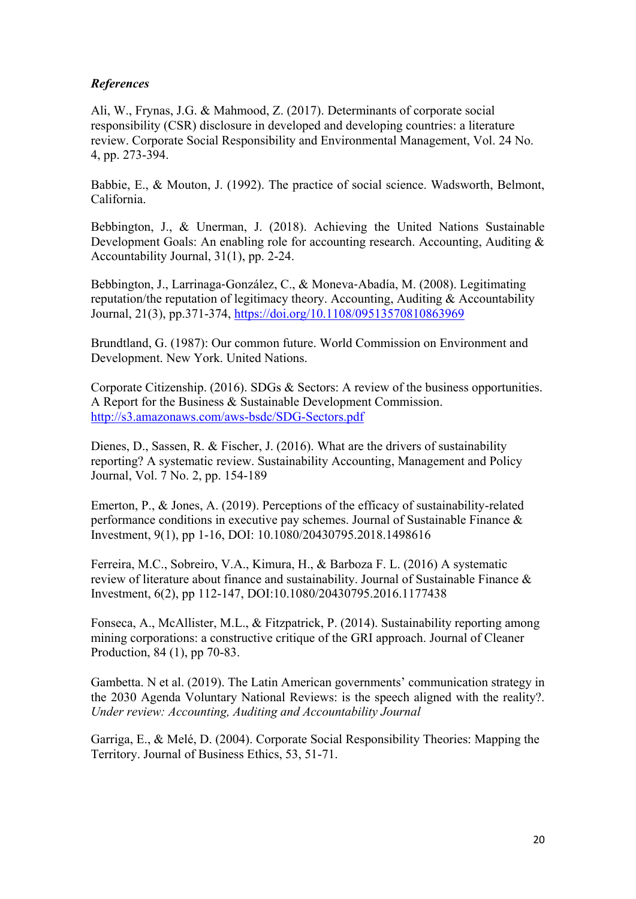***References***

Ali, W., Frynas, J.G. & Mahmood, Z. (2017). Determinants of corporate social responsibility (CSR) disclosure in developed and developing countries: a literature review. Corporate Social Responsibility and Environmental Management, Vol. 24 No. 4, pp. 273-394.

Babbie, E., & Mouton, J. (1992). The practice of social science. Wadsworth, Belmont, California.

Bebbington, J., & Unerman, J. (2018). Achieving the United Nations Sustainable Development Goals: An enabling role for accounting research. Accounting, Auditing & Accountability Journal, 31(1), pp. 2-24.

Bebbington, J., Larrinaga-González, C., & Moneva-Abadía, M. (2008). Legitimating reputation/the reputation of legitimacy theory. Accounting, Auditing & Accountability Journal, 21(3), pp.371-374, https://doi.org/10.1108/09513570810863969

Brundtland, G. (1987): Our common future. World Commission on Environment and Development. New York. United Nations.

Corporate Citizenship. (2016). SDGs & Sectors: A review of the business opportunities. A Report for the Business & Sustainable Development Commission. http://s3.amazonaws.com/aws-bsdc/SDG-Sectors.pdf

Dienes, D., Sassen, R. & Fischer, J. (2016). What are the drivers of sustainability reporting? A systematic review. Sustainability Accounting, Management and Policy Journal, Vol. 7 No. 2, pp. 154-189

Emerton, P., & Jones, A. (2019). Perceptions of the efficacy of sustainability-related performance conditions in executive pay schemes. Journal of Sustainable Finance & Investment, 9(1), pp 1-16, DOI: 10.1080/20430795.2018.1498616

Ferreira, M.C., Sobreiro, V.A., Kimura, H., & Barboza F. L. (2016) A systematic review of literature about finance and sustainability. Journal of Sustainable Finance & Investment, 6(2), pp 112-147, DOI:10.1080/20430795.2016.1177438

Fonseca, A., McAllister, M.L., & Fitzpatrick, P. (2014). Sustainability reporting among mining corporations: a constructive critique of the GRI approach. Journal of Cleaner Production, 84 (1), pp 70-83.

Gambetta. N et al. (2019). The Latin American governments' communication strategy in the 2030 Agenda Voluntary National Reviews: is the speech aligned with the reality?. *Under review: Accounting, Auditing and Accountability Journal*

Garriga, E., & Melé, D. (2004). Corporate Social Responsibility Theories: Mapping the Territory. Journal of Business Ethics, 53, 51-71.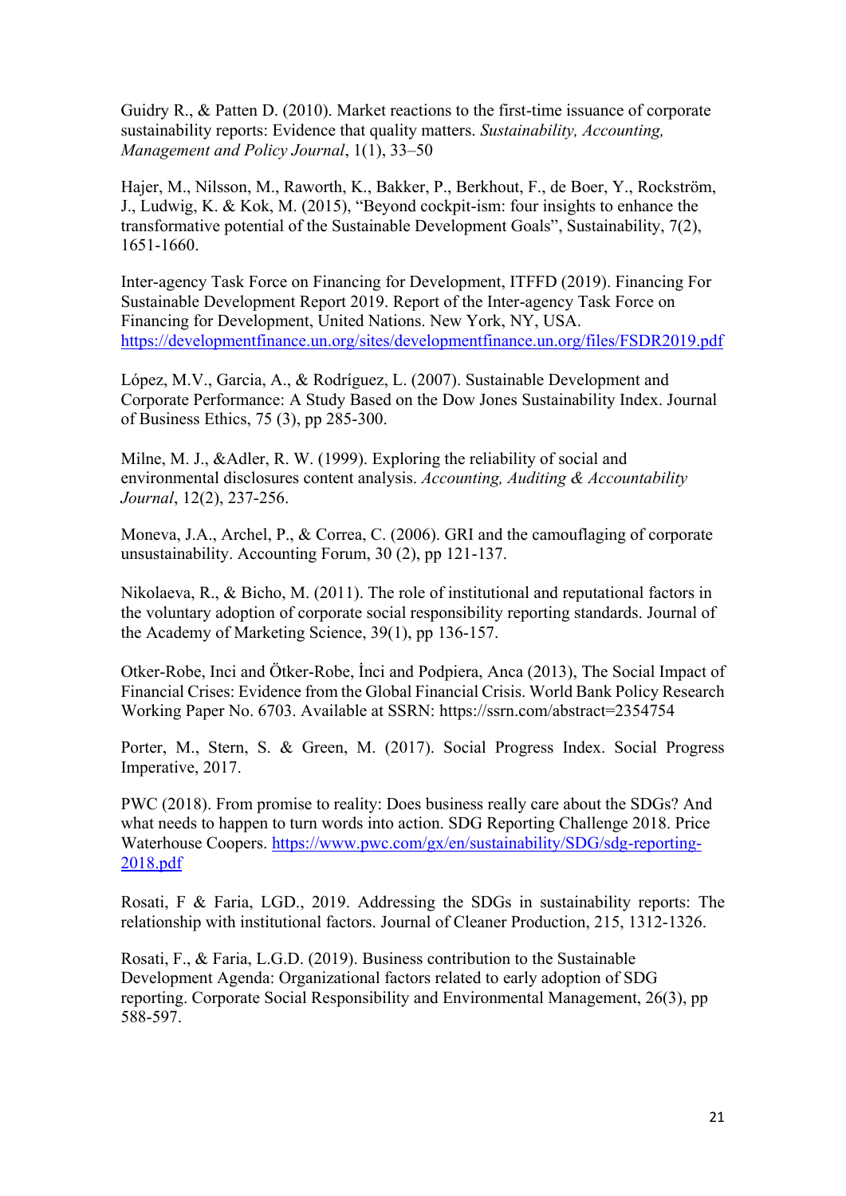Guidry R., & Patten D. (2010). Market reactions to the first-time issuance of corporate sustainability reports: Evidence that quality matters. *Sustainability, Accounting, Management and Policy Journal*, 1(1), 33–50

Hajer, M., Nilsson, M., Raworth, K., Bakker, P., Berkhout, F., de Boer, Y., Rockström, J., Ludwig, K. & Kok, M. (2015), "Beyond cockpit-ism: four insights to enhance the transformative potential of the Sustainable Development Goals", Sustainability, 7(2), 1651-1660.

Inter-agency Task Force on Financing for Development, ITFFD (2019). Financing For Sustainable Development Report 2019. Report of the Inter-agency Task Force on Financing for Development, United Nations. New York, NY, USA. https://developmentfinance.un.org/sites/developmentfinance.un.org/files/FSDR2019.pdf

López, M.V., Garcia, A., & Rodríguez, L. (2007). Sustainable Development and Corporate Performance: A Study Based on the Dow Jones Sustainability Index. Journal of Business Ethics, 75 (3), pp 285-300.

Milne, M. J., &Adler, R. W. (1999). Exploring the reliability of social and environmental disclosures content analysis. *Accounting, Auditing & Accountability Journal*, 12(2), 237-256.

Moneva, J.A., Archel, P., & Correa, C. (2006). GRI and the camouflaging of corporate unsustainability. Accounting Forum, 30 (2), pp 121-137.

Nikolaeva, R., & Bicho, M. (2011). The role of institutional and reputational factors in the voluntary adoption of corporate social responsibility reporting standards. Journal of the Academy of Marketing Science, 39(1), pp 136-157.

Otker-Robe, Inci and Ötker-Robe, İnci and Podpiera, Anca (2013), The Social Impact of Financial Crises: Evidence from the Global Financial Crisis. World Bank Policy Research Working Paper No. 6703. Available at SSRN: https://ssrn.com/abstract=2354754

Porter, M., Stern, S. & Green, M. (2017). Social Progress Index. Social Progress Imperative, 2017.

PWC (2018). From promise to reality: Does business really care about the SDGs? And what needs to happen to turn words into action. SDG Reporting Challenge 2018. Price Waterhouse Coopers. https://www.pwc.com/gx/en/sustainability/SDG/sdg-reporting-2018.pdf

Rosati, F & Faria, LGD., 2019. Addressing the SDGs in sustainability reports: The relationship with institutional factors. Journal of Cleaner Production, 215, 1312-1326.

Rosati, F., & Faria, L.G.D. (2019). Business contribution to the Sustainable Development Agenda: Organizational factors related to early adoption of SDG reporting. Corporate Social Responsibility and Environmental Management, 26(3), pp 588-597.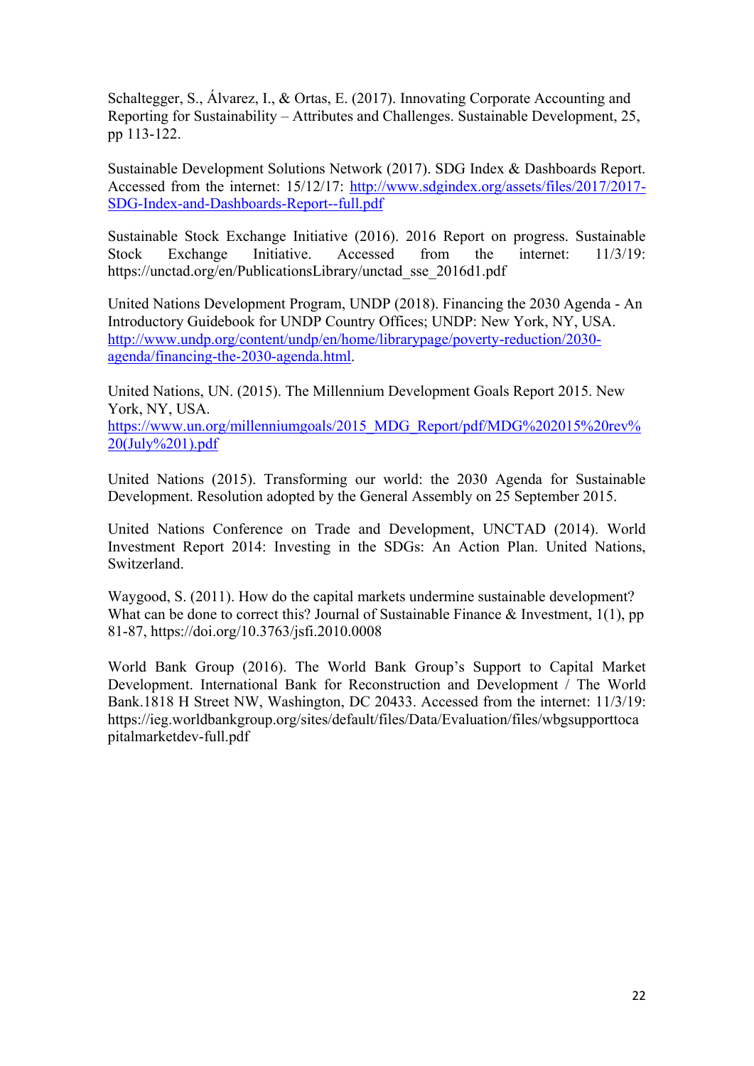Schaltegger, S., Álvarez, I., & Ortas, E. (2017). Innovating Corporate Accounting and Reporting for Sustainability – Attributes and Challenges. Sustainable Development, 25, pp 113-122.

Sustainable Development Solutions Network (2017). SDG Index & Dashboards Report. Accessed from the internet: 15/12/17: http://www.sdgindex.org/assets/files/2017/2017-SDG-Index-and-Dashboards-Report--full.pdf

Sustainable Stock Exchange Initiative (2016). 2016 Report on progress. Sustainable Stock Exchange Initiative. Accessed from the internet: 11/3/19: https://unctad.org/en/PublicationsLibrary/unctad_sse_2016d1.pdf

United Nations Development Program, UNDP (2018). Financing the 2030 Agenda - An Introductory Guidebook for UNDP Country Offices; UNDP: New York, NY, USA. http://www.undp.org/content/undp/en/home/librarypage/poverty-reduction/2030-agenda/financing-the-2030-agenda.html.

United Nations, UN. (2015). The Millennium Development Goals Report 2015. New York, NY, USA. https://www.un.org/millenniumgoals/2015_MDG_Report/pdf/MDG%202015%20rev%20(July%201).pdf

United Nations (2015). Transforming our world: the 2030 Agenda for Sustainable Development. Resolution adopted by the General Assembly on 25 September 2015.

United Nations Conference on Trade and Development, UNCTAD (2014). World Investment Report 2014: Investing in the SDGs: An Action Plan. United Nations, Switzerland.

Waygood, S. (2011). How do the capital markets undermine sustainable development? What can be done to correct this? Journal of Sustainable Finance & Investment, 1(1), pp 81-87, https://doi.org/10.3763/jsfi.2010.0008

World Bank Group (2016). The World Bank Group's Support to Capital Market Development. International Bank for Reconstruction and Development / The World Bank.1818 H Street NW, Washington, DC 20433. Accessed from the internet: 11/3/19: https://ieg.worldbankgroup.org/sites/default/files/Data/Evaluation/files/wbgsupporttocapitalmarketdev-full.pdf